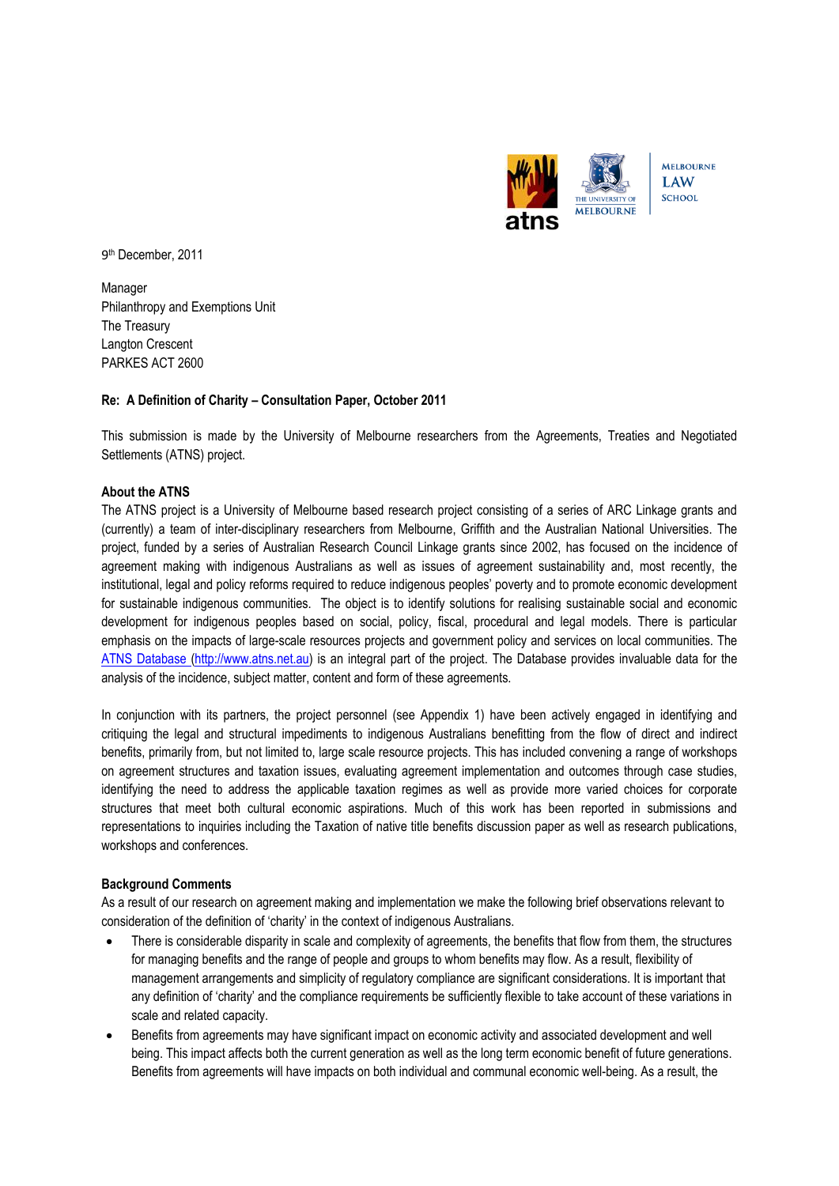9th December, 2011

Manager
Philanthropy and Exemptions Unit
The Treasury
Langton Crescent
PARKES ACT 2600

**Re: A Definition of Charity – Consultation Paper, October 2011**

This submission is made by the University of Melbourne researchers from the Agreements, Treaties and Negotiated Settlements (ATNS) project.

**About the ATNS**

The ATNS project is a University of Melbourne based research project consisting of a series of ARC Linkage grants and (currently) a team of inter-disciplinary researchers from Melbourne, Griffith and the Australian National Universities. The project, funded by a series of Australian Research Council Linkage grants since 2002, has focused on the incidence of agreement making with indigenous Australians as well as issues of agreement sustainability and, most recently, the institutional, legal and policy reforms required to reduce indigenous peoples' poverty and to promote economic development for sustainable indigenous communities. The object is to identify solutions for realising sustainable social and economic development for indigenous peoples based on social, policy, fiscal, procedural and legal models. There is particular emphasis on the impacts of large-scale resources projects and government policy and services on local communities. The ATNS Database (http://www.atns.net.au) is an integral part of the project. The Database provides invaluable data for the analysis of the incidence, subject matter, content and form of these agreements.

In conjunction with its partners, the project personnel (see Appendix 1) have been actively engaged in identifying and critiquing the legal and structural impediments to indigenous Australians benefitting from the flow of direct and indirect benefits, primarily from, but not limited to, large scale resource projects. This has included convening a range of workshops on agreement structures and taxation issues, evaluating agreement implementation and outcomes through case studies, identifying the need to address the applicable taxation regimes as well as provide more varied choices for corporate structures that meet both cultural economic aspirations. Much of this work has been reported in submissions and representations to inquiries including the Taxation of native title benefits discussion paper as well as research publications, workshops and conferences.

**Background Comments**

As a result of our research on agreement making and implementation we make the following brief observations relevant to consideration of the definition of 'charity' in the context of indigenous Australians.

- There is considerable disparity in scale and complexity of agreements, the benefits that flow from them, the structures for managing benefits and the range of people and groups to whom benefits may flow. As a result, flexibility of management arrangements and simplicity of regulatory compliance are significant considerations. It is important that any definition of 'charity' and the compliance requirements be sufficiently flexible to take account of these variations in scale and related capacity.
- Benefits from agreements may have significant impact on economic activity and associated development and well being. This impact affects both the current generation as well as the long term economic benefit of future generations. Benefits from agreements will have impacts on both individual and communal economic well-being. As a result, the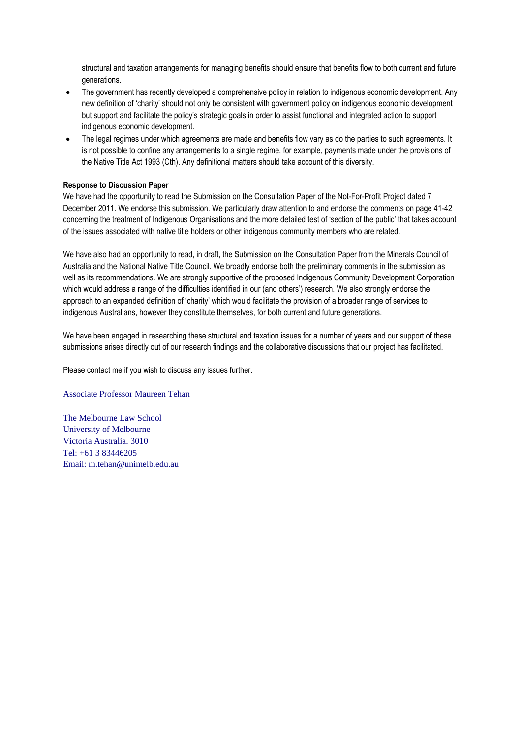structural and taxation arrangements for managing benefits should ensure that benefits flow to both current and future generations.

- The government has recently developed a comprehensive policy in relation to indigenous economic development. Any new definition of 'charity' should not only be consistent with government policy on indigenous economic development but support and facilitate the policy's strategic goals in order to assist functional and integrated action to support indigenous economic development.
- The legal regimes under which agreements are made and benefits flow vary as do the parties to such agreements. It is not possible to confine any arrangements to a single regime, for example, payments made under the provisions of the Native Title Act 1993 (Cth). Any definitional matters should take account of this diversity.

**Response to Discussion Paper**

We have had the opportunity to read the Submission on the Consultation Paper of the Not-For-Profit Project dated 7 December 2011. We endorse this submission. We particularly draw attention to and endorse the comments on page 41-42 concerning the treatment of Indigenous Organisations and the more detailed test of 'section of the public' that takes account of the issues associated with native title holders or other indigenous community members who are related.

We have also had an opportunity to read, in draft, the Submission on the Consultation Paper from the Minerals Council of Australia and the National Native Title Council. We broadly endorse both the preliminary comments in the submission as well as its recommendations. We are strongly supportive of the proposed Indigenous Community Development Corporation which would address a range of the difficulties identified in our (and others') research. We also strongly endorse the approach to an expanded definition of 'charity' which would facilitate the provision of a broader range of services to indigenous Australians, however they constitute themselves, for both current and future generations.

We have been engaged in researching these structural and taxation issues for a number of years and our support of these submissions arises directly out of our research findings and the collaborative discussions that our project has facilitated.

Please contact me if you wish to discuss any issues further.

Associate Professor Maureen Tehan

The Melbourne Law School
University of Melbourne
Victoria Australia. 3010
Tel: +61 3 83446205
Email: m.tehan@unimelb.edu.au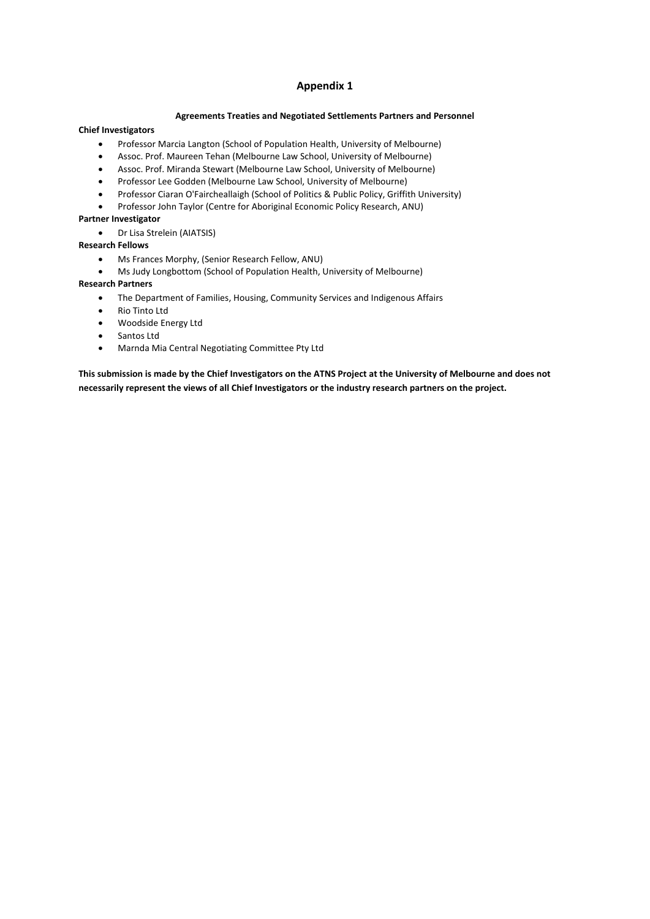# Appendix 1

**Agreements Treaties and Negotiated Settlements Partners and Personnel**

**Chief Investigators**

- Professor Marcia Langton (School of Population Health, University of Melbourne)
- Assoc. Prof. Maureen Tehan (Melbourne Law School, University of Melbourne)
- Assoc. Prof. Miranda Stewart (Melbourne Law School, University of Melbourne)
- Professor Lee Godden (Melbourne Law School, University of Melbourne)
- Professor Ciaran O'Faircheallaigh (School of Politics & Public Policy, Griffith University)
- Professor John Taylor (Centre for Aboriginal Economic Policy Research, ANU)

**Partner Investigator**

- Dr Lisa Strelein (AIATSIS)

**Research Fellows**

- Ms Frances Morphy, (Senior Research Fellow, ANU)
- Ms Judy Longbottom (School of Population Health, University of Melbourne)

**Research Partners**

- The Department of Families, Housing, Community Services and Indigenous Affairs
- Rio Tinto Ltd
- Woodside Energy Ltd
- Santos Ltd
- Marnda Mia Central Negotiating Committee Pty Ltd

**This submission is made by the Chief Investigators on the ATNS Project at the University of Melbourne and does not necessarily represent the views of all Chief Investigators or the industry research partners on the project.**